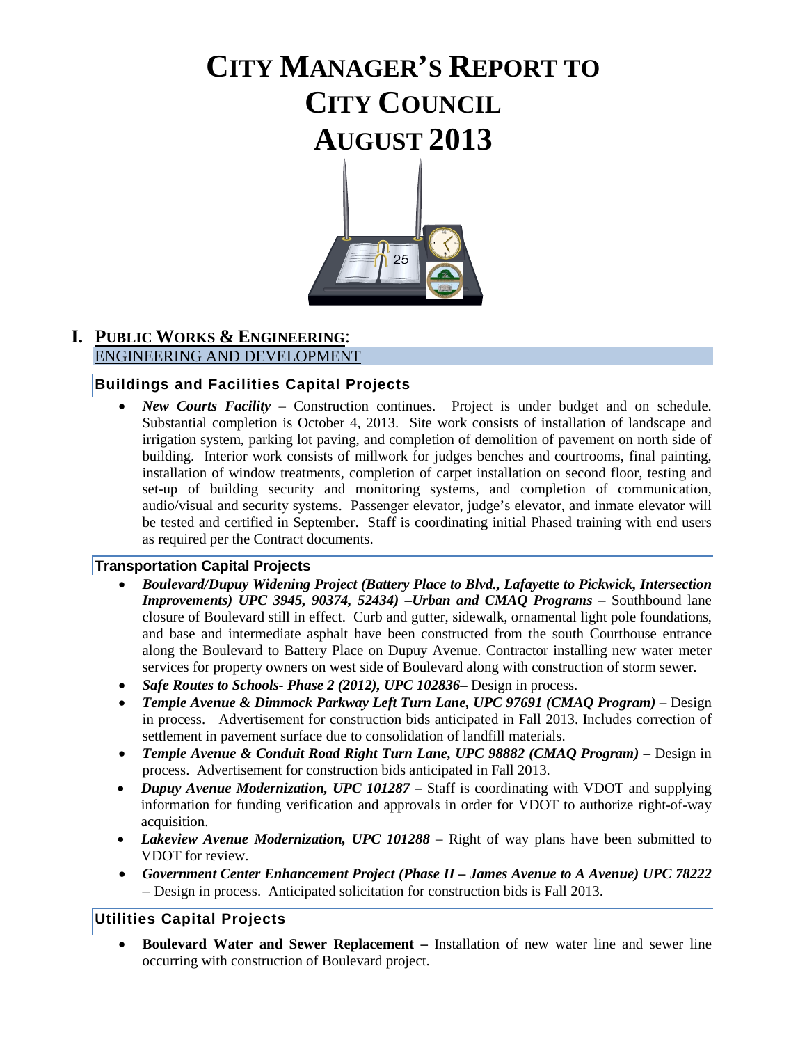# CITY MANAGER'S REPORT TO CITY COUNCIL AUGUST 2013

## I. PUBLIC WORKS & ENGINEERING:

ENGINEERING AND DEVELOPMENT

### Buildings and Facilities Capital Projects

- ***New Courts Facility*** – Construction continues. Project is under budget and on schedule. Substantial completion is October 4, 2013. Site work consists of installation of landscape and irrigation system, parking lot paving, and completion of demolition of pavement on north side of building. Interior work consists of millwork for judges benches and courtrooms, final painting, installation of window treatments, completion of carpet installation on second floor, testing and set-up of building security and monitoring systems, and completion of communication, audio/visual and security systems. Passenger elevator, judge's elevator, and inmate elevator will be tested and certified in September. Staff is coordinating initial Phased training with end users as required per the Contract documents.

### Transportation Capital Projects

- ***Boulevard/Dupuy Widening Project (Battery Place to Blvd., Lafayette to Pickwick, Intersection Improvements) UPC 3945, 90374, 52434) –Urban and CMAQ Programs*** – Southbound lane closure of Boulevard still in effect. Curb and gutter, sidewalk, ornamental light pole foundations, and base and intermediate asphalt have been constructed from the south Courthouse entrance along the Boulevard to Battery Place on Dupuy Avenue. Contractor installing new water meter services for property owners on west side of Boulevard along with construction of storm sewer.
- ***Safe Routes to Schools- Phase 2 (2012), UPC 102836–*** Design in process.
- ***Temple Avenue & Dimmock Parkway Left Turn Lane, UPC 97691 (CMAQ Program) –*** Design in process. Advertisement for construction bids anticipated in Fall 2013. Includes correction of settlement in pavement surface due to consolidation of landfill materials.
- ***Temple Avenue & Conduit Road Right Turn Lane, UPC 98882 (CMAQ Program) –*** Design in process. Advertisement for construction bids anticipated in Fall 2013.
- ***Dupuy Avenue Modernization, UPC 101287*** – Staff is coordinating with VDOT and supplying information for funding verification and approvals in order for VDOT to authorize right-of-way acquisition.
- ***Lakeview Avenue Modernization, UPC 101288*** – Right of way plans have been submitted to VDOT for review.
- ***Government Center Enhancement Project (Phase II – James Avenue to A Avenue) UPC 78222*** – Design in process. Anticipated solicitation for construction bids is Fall 2013.

### Utilities Capital Projects

- **Boulevard Water and Sewer Replacement –** Installation of new water line and sewer line occurring with construction of Boulevard project.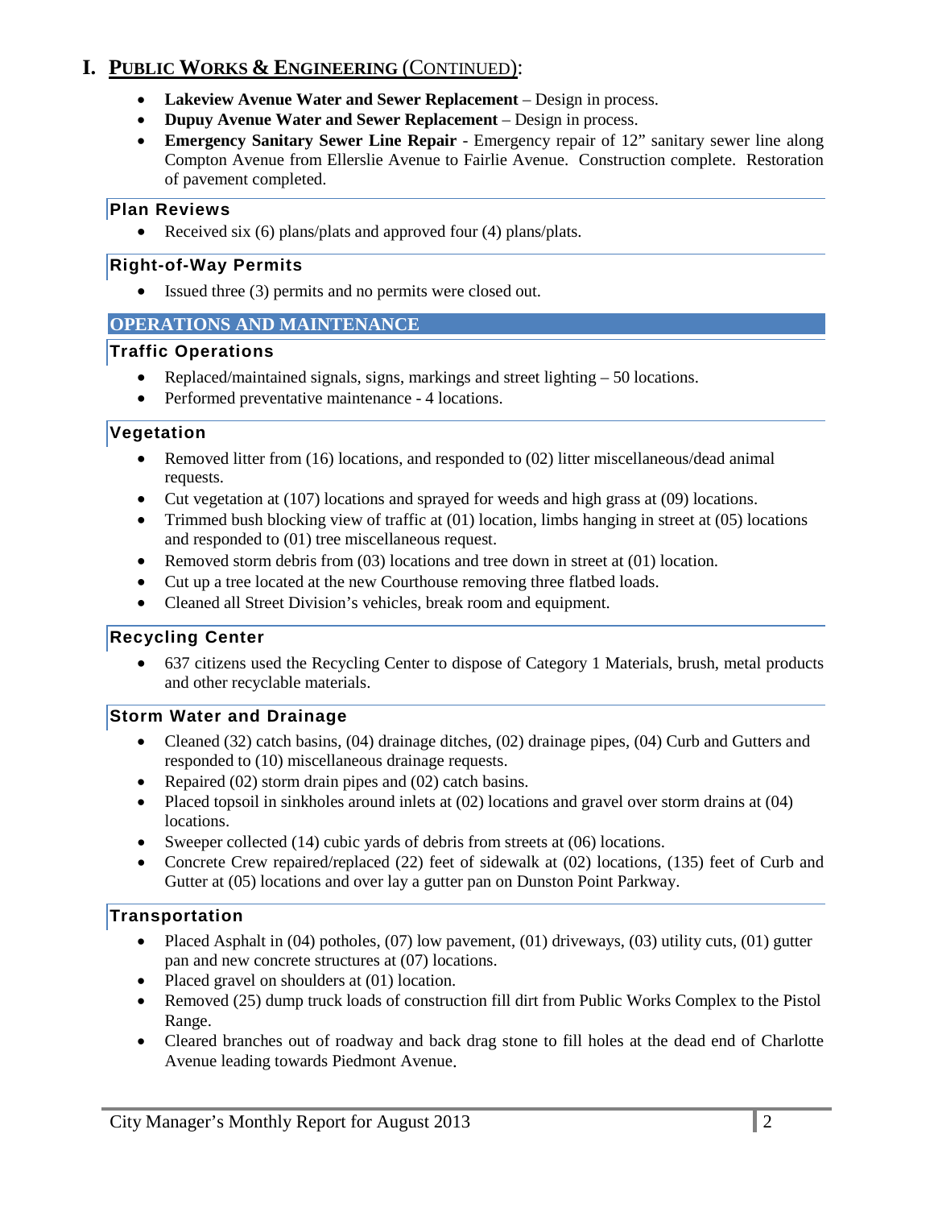# I. PUBLIC WORKS & ENGINEERING (CONTINUED):

- **Lakeview Avenue Water and Sewer Replacement** – Design in process.
- **Dupuy Avenue Water and Sewer Replacement** – Design in process.
- **Emergency Sanitary Sewer Line Repair** - Emergency repair of 12" sanitary sewer line along Compton Avenue from Ellerslie Avenue to Fairlie Avenue. Construction complete. Restoration of pavement completed.

### Plan Reviews

- Received six (6) plans/plats and approved four (4) plans/plats.

### Right-of-Way Permits

- Issued three (3) permits and no permits were closed out.

## OPERATIONS AND MAINTENANCE

### Traffic Operations

- Replaced/maintained signals, signs, markings and street lighting – 50 locations.
- Performed preventative maintenance - 4 locations.

### Vegetation

- Removed litter from (16) locations, and responded to (02) litter miscellaneous/dead animal requests.
- Cut vegetation at (107) locations and sprayed for weeds and high grass at (09) locations.
- Trimmed bush blocking view of traffic at (01) location, limbs hanging in street at (05) locations and responded to (01) tree miscellaneous request.
- Removed storm debris from (03) locations and tree down in street at (01) location.
- Cut up a tree located at the new Courthouse removing three flatbed loads.
- Cleaned all Street Division's vehicles, break room and equipment.

### Recycling Center

- 637 citizens used the Recycling Center to dispose of Category 1 Materials, brush, metal products and other recyclable materials.

### Storm Water and Drainage

- Cleaned (32) catch basins, (04) drainage ditches, (02) drainage pipes, (04) Curb and Gutters and responded to (10) miscellaneous drainage requests.
- Repaired (02) storm drain pipes and (02) catch basins.
- Placed topsoil in sinkholes around inlets at (02) locations and gravel over storm drains at (04) locations.
- Sweeper collected (14) cubic yards of debris from streets at (06) locations.
- Concrete Crew repaired/replaced (22) feet of sidewalk at (02) locations, (135) feet of Curb and Gutter at (05) locations and over lay a gutter pan on Dunston Point Parkway.

### Transportation

- Placed Asphalt in (04) potholes, (07) low pavement, (01) driveways, (03) utility cuts, (01) gutter pan and new concrete structures at (07) locations.
- Placed gravel on shoulders at (01) location.
- Removed (25) dump truck loads of construction fill dirt from Public Works Complex to the Pistol Range.
- Cleared branches out of roadway and back drag stone to fill holes at the dead end of Charlotte Avenue leading towards Piedmont Avenue.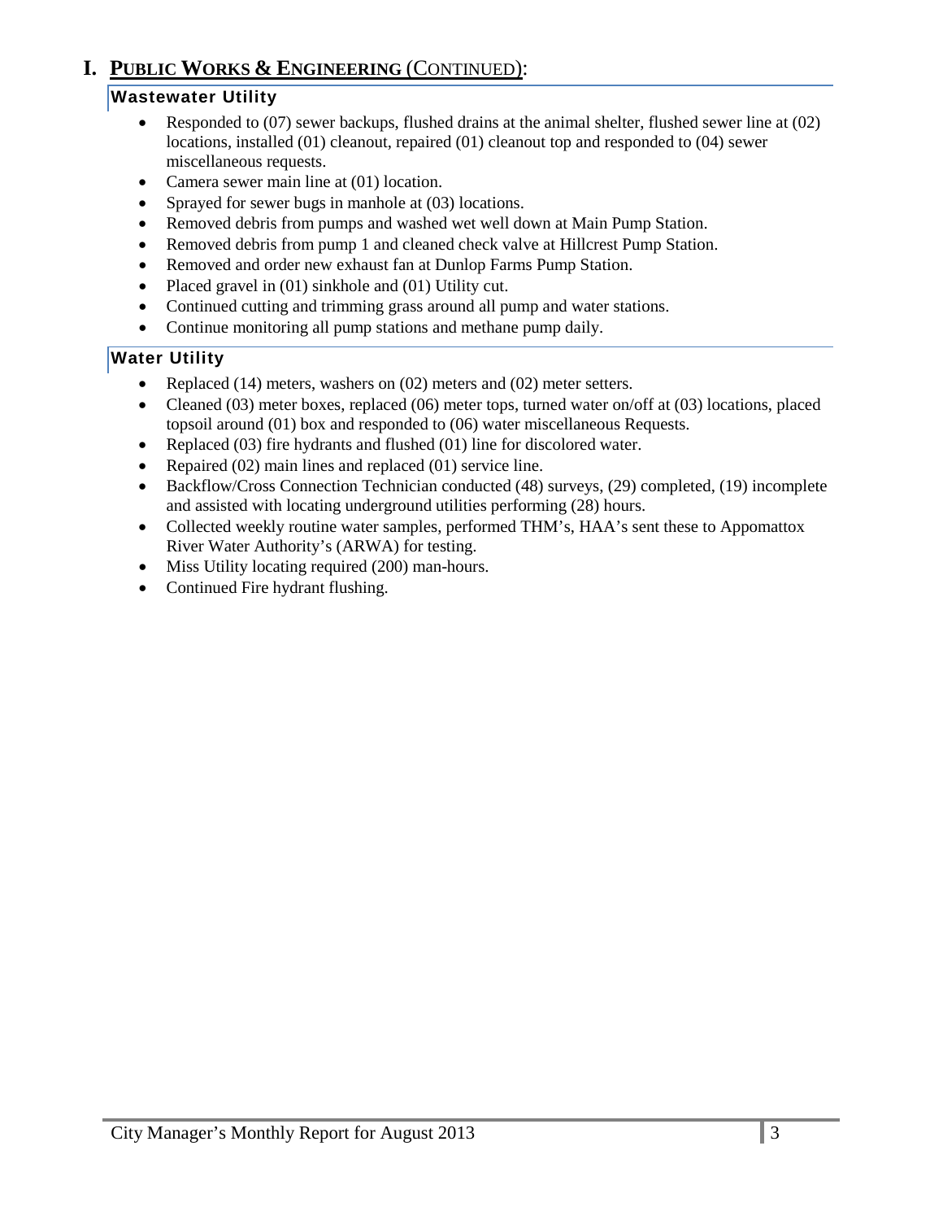# I. PUBLIC WORKS & ENGINEERING (CONTINUED):

### Wastewater Utility

- Responded to (07) sewer backups, flushed drains at the animal shelter, flushed sewer line at (02) locations, installed (01) cleanout, repaired (01) cleanout top and responded to (04) sewer miscellaneous requests.
- Camera sewer main line at (01) location.
- Sprayed for sewer bugs in manhole at (03) locations.
- Removed debris from pumps and washed wet well down at Main Pump Station.
- Removed debris from pump 1 and cleaned check valve at Hillcrest Pump Station.
- Removed and order new exhaust fan at Dunlop Farms Pump Station.
- Placed gravel in (01) sinkhole and (01) Utility cut.
- Continued cutting and trimming grass around all pump and water stations.
- Continue monitoring all pump stations and methane pump daily.

### Water Utility

- Replaced (14) meters, washers on (02) meters and (02) meter setters.
- Cleaned (03) meter boxes, replaced (06) meter tops, turned water on/off at (03) locations, placed topsoil around (01) box and responded to (06) water miscellaneous Requests.
- Replaced (03) fire hydrants and flushed (01) line for discolored water.
- Repaired (02) main lines and replaced (01) service line.
- Backflow/Cross Connection Technician conducted (48) surveys, (29) completed, (19) incomplete and assisted with locating underground utilities performing (28) hours.
- Collected weekly routine water samples, performed THM's, HAA's sent these to Appomattox River Water Authority's (ARWA) for testing.
- Miss Utility locating required (200) man-hours.
- Continued Fire hydrant flushing.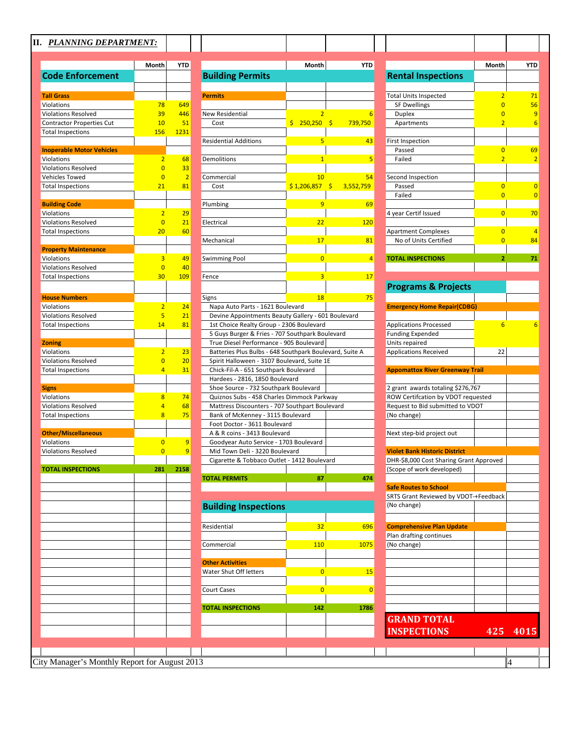## II. *PLANNING DEPARTMENT:*

### Code Enforcement

| Code Enforcement | Month | YTD |
|---|---|---|
| **Tall Grass** | | |
| Violations | 78 | 649 |
| Violations Resolved | 39 | 446 |
| Contractor Properties Cut | 10 | 51 |
| Total Inspections | 156 | 1231 |
| **Inoperable Motor Vehicles** | | |
| Violations | 2 | 68 |
| Violations Resolved | 0 | 33 |
| Vehicles Towed | 0 | 2 |
| Total Inspections | 21 | 81 |
| **Building Code** | | |
| Violations | 2 | 29 |
| Violations Resolved | 0 | 21 |
| Total Inspections | 20 | 60 |
| **Property Maintenance** | | |
| Violations | 3 | 49 |
| Violations Resolved | 0 | 40 |
| Total Inspections | 30 | 109 |
| **House Numbers** | | |
| Violations | 2 | 24 |
| Violations Resolved | 5 | 21 |
| Total Inspections | 14 | 81 |
| **Zoning** | | |
| Violations | 2 | 23 |
| Violations Resolved | 0 | 20 |
| Total Inspections | 4 | 31 |
| **Signs** | | |
| Violations | 8 | 74 |
| Violations Resolved | 4 | 68 |
| Total Inspections | 8 | 75 |
| **Other/Miscellaneous** | | |
| Violations | 0 | 9 |
| Violations Resolved | 0 | 9 |
| **TOTAL INSPECTIONS** | **281** | **2158** |

### Building Permits

| Building Permits | Month | YTD |
|---|---|---|
| **Permits** | | |
| New Residential | 2 | 6 |
| Cost | $ 250,250 | $ 739,750 |
| Residential Additions | 5 | 43 |
| Demolitions | 1 | 5 |
| Commercial | 10 | 54 |
| Cost | $ 1,206,857 | $ 3,552,759 |
| Plumbing | 9 | 69 |
| Electrical | 22 | 120 |
| Mechanical | 17 | 81 |
| Swimming Pool | 0 | 4 |
| Fence | 3 | 17 |
| Signs | 18 | 75 |
| **TOTAL PERMITS** | **87** | **474** |

Signs:
- Napa Auto Parts - 1621 Boulevard
- Devine Appointments Beauty Gallery - 601 Boulevard
- 1st Choice Realty Group - 2306 Boulevard
- 5 Guys Burger & Fries - 707 Southpark Boulevard
- True Diesel Performance - 905 Boulevard
- Batteries Plus Bulbs - 648 Southpark Boulevard, Suite A
- Spirit Halloween - 3107 Boulevard, Suite 1E
- Chick-Fil-A - 651 Southpark Boulevard
- Hardees - 2816, 1850 Boulevard
- Shoe Source - 732 Southpark Boulevard
- Quiznos Subs - 458 Charles Dimmock Parkway
- Mattress Discounters - 707 Southpart Boulevard
- Bank of McKenney - 3115 Boulevard
- Foot Doctor - 3611 Boulevard
- A & R coins - 3413 Boulevard
- Goodyear Auto Service - 1703 Boulevard
- Mid Town Deli - 3220 Boulevard
- Cigarette & Tobbaco Outlet - 1412 Boulevard

### Building Inspections

| Building Inspections | Month | YTD |
|---|---|---|
| Residential | 32 | 696 |
| Commercial | 110 | 1075 |
| **Other Activities** | | |
| Water Shut Off letters | 0 | 15 |
| Court Cases | 0 | 0 |
| **TOTAL INSPECTIONS** | **142** | **1786** |

### Rental Inspections

| Rental Inspections | Month | YTD |
|---|---|---|
| Total Units Inspected | 2 | 71 |
| SF Dwellings | 0 | 56 |
| Duplex | 0 | 9 |
| Apartments | 2 | 6 |
| First Inspection | | |
| Passed | 0 | 69 |
| Failed | 2 | 2 |
| Second Inspection | | |
| Passed | 0 | 0 |
| Failed | 0 | 0 |
| 4 year Certif Issued | 0 | 70 |
| Apartment Complexes | 0 | 4 |
| No of Units Certified | 0 | 84 |
| **TOTAL INSPECTIONS** | **2** | **71** |

### Programs & Projects

| Programs & Projects | Month | YTD |
|---|---|---|
| **Emergency Home Repair(CDBG)** | | |
| Applications Processed | 6 | 6 |
| Funding Expended | | |
| Units repaired | | |
| Applications Received | 22 | |

**Appomattox River Greenway Trail**
- 2 grant awards totaling $276,767
- ROW Certifcation by VDOT requested
- Request to Bid submitted to VDOT
- (No change)
- Next step-bid project out

**Violet Bank Historic District**
- DHR-$8,000 Cost Sharing Grant Approved
- (Scope of work developed)

**Safe Routes to School**
- SRTS Grant Reviewed by VDOT-+Feedback
- (No change)

**Comprehensive Plan Update**
- Plan drafting continues
- (No change)

| | Month | YTD |
|---|---|---|
| **GRAND TOTAL INSPECTIONS** | **425** | **4015** |

City Manager's Monthly Report for August 2013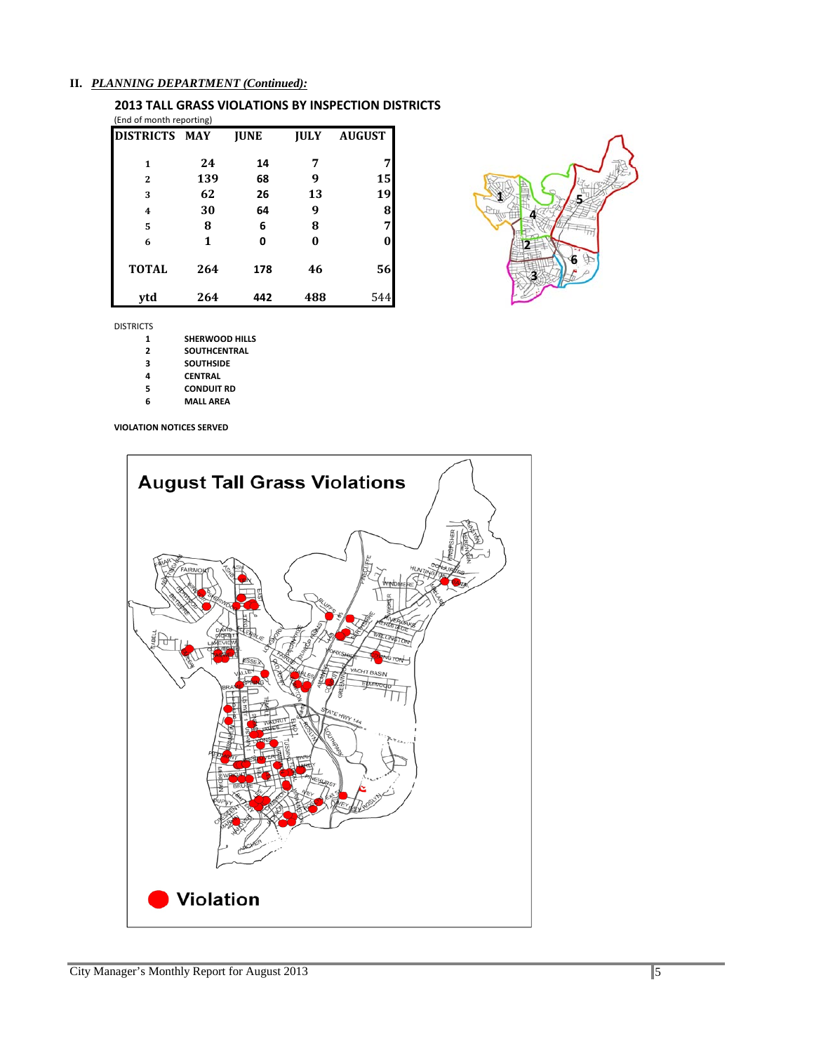## II. *PLANNING DEPARTMENT (Continued):*

### 2013 TALL GRASS VIOLATIONS BY INSPECTION DISTRICTS

(End of month reporting)

| DISTRICTS | MAY | JUNE | JULY | AUGUST |
|---|---|---|---|---|
| 1 | 24 | 14 | 7 | 7 |
| 2 | 139 | 68 | 9 | 15 |
| 3 | 62 | 26 | 13 | 19 |
| 4 | 30 | 64 | 9 | 8 |
| 5 | 8 | 6 | 8 | 7 |
| 6 | 1 | 0 | 0 | 0 |
| TOTAL | 264 | 178 | 46 | 56 |
| ytd | 264 | 442 | 488 | 544 |

DISTRICTS

| | |
|---|---|
| 1 | **SHERWOOD HILLS** |
| 2 | **SOUTHCENTRAL** |
| 3 | **SOUTHSIDE** |
| 4 | **CENTRAL** |
| 5 | **CONDUIT RD** |
| 6 | **MALL AREA** |

**VIOLATION NOTICES SERVED**

**August Tall Grass Violations**

Violation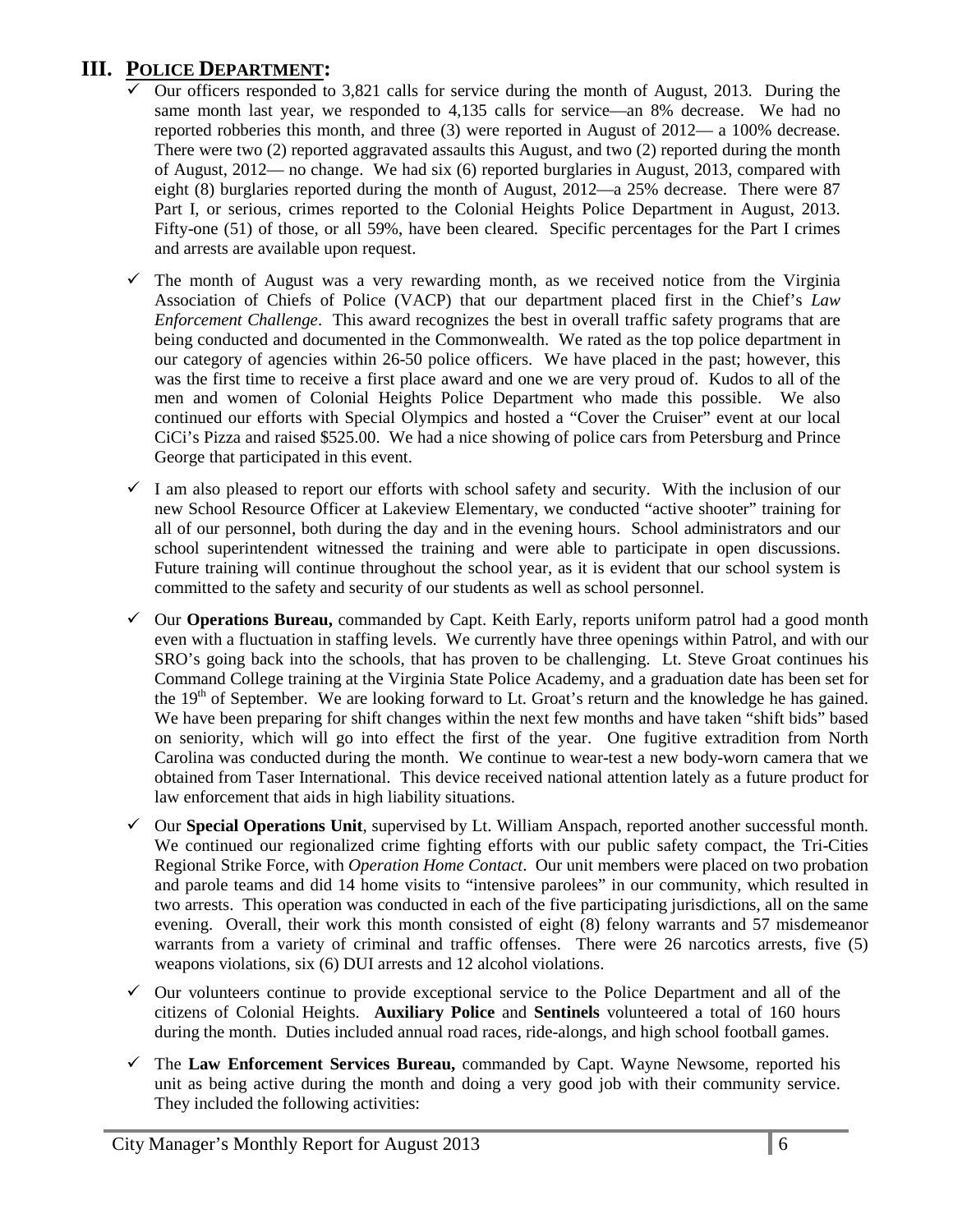## III. POLICE DEPARTMENT:

- ✓ Our officers responded to 3,821 calls for service during the month of August, 2013. During the same month last year, we responded to 4,135 calls for service—an 8% decrease. We had no reported robberies this month, and three (3) were reported in August of 2012— a 100% decrease. There were two (2) reported aggravated assaults this August, and two (2) reported during the month of August, 2012— no change. We had six (6) reported burglaries in August, 2013, compared with eight (8) burglaries reported during the month of August, 2012—a 25% decrease. There were 87 Part I, or serious, crimes reported to the Colonial Heights Police Department in August, 2013. Fifty-one (51) of those, or all 59%, have been cleared. Specific percentages for the Part I crimes and arrests are available upon request.

- ✓ The month of August was a very rewarding month, as we received notice from the Virginia Association of Chiefs of Police (VACP) that our department placed first in the Chief's *Law Enforcement Challenge*. This award recognizes the best in overall traffic safety programs that are being conducted and documented in the Commonwealth. We rated as the top police department in our category of agencies within 26-50 police officers. We have placed in the past; however, this was the first time to receive a first place award and one we are very proud of. Kudos to all of the men and women of Colonial Heights Police Department who made this possible. We also continued our efforts with Special Olympics and hosted a "Cover the Cruiser" event at our local CiCi's Pizza and raised $525.00. We had a nice showing of police cars from Petersburg and Prince George that participated in this event.

- ✓ I am also pleased to report our efforts with school safety and security. With the inclusion of our new School Resource Officer at Lakeview Elementary, we conducted "active shooter" training for all of our personnel, both during the day and in the evening hours. School administrators and our school superintendent witnessed the training and were able to participate in open discussions. Future training will continue throughout the school year, as it is evident that our school system is committed to the safety and security of our students as well as school personnel.

- ✓ Our **Operations Bureau,** commanded by Capt. Keith Early, reports uniform patrol had a good month even with a fluctuation in staffing levels. We currently have three openings within Patrol, and with our SRO's going back into the schools, that has proven to be challenging. Lt. Steve Groat continues his Command College training at the Virginia State Police Academy, and a graduation date has been set for the 19th of September. We are looking forward to Lt. Groat's return and the knowledge he has gained. We have been preparing for shift changes within the next few months and have taken "shift bids" based on seniority, which will go into effect the first of the year. One fugitive extradition from North Carolina was conducted during the month. We continue to wear-test a new body-worn camera that we obtained from Taser International. This device received national attention lately as a future product for law enforcement that aids in high liability situations.

- ✓ Our **Special Operations Unit**, supervised by Lt. William Anspach, reported another successful month. We continued our regionalized crime fighting efforts with our public safety compact, the Tri-Cities Regional Strike Force, with *Operation Home Contact*. Our unit members were placed on two probation and parole teams and did 14 home visits to "intensive parolees" in our community, which resulted in two arrests. This operation was conducted in each of the five participating jurisdictions, all on the same evening. Overall, their work this month consisted of eight (8) felony warrants and 57 misdemeanor warrants from a variety of criminal and traffic offenses. There were 26 narcotics arrests, five (5) weapons violations, six (6) DUI arrests and 12 alcohol violations.

- ✓ Our volunteers continue to provide exceptional service to the Police Department and all of the citizens of Colonial Heights. **Auxiliary Police** and **Sentinels** volunteered a total of 160 hours during the month. Duties included annual road races, ride-alongs, and high school football games.

- ✓ The **Law Enforcement Services Bureau,** commanded by Capt. Wayne Newsome, reported his unit as being active during the month and doing a very good job with their community service. They included the following activities: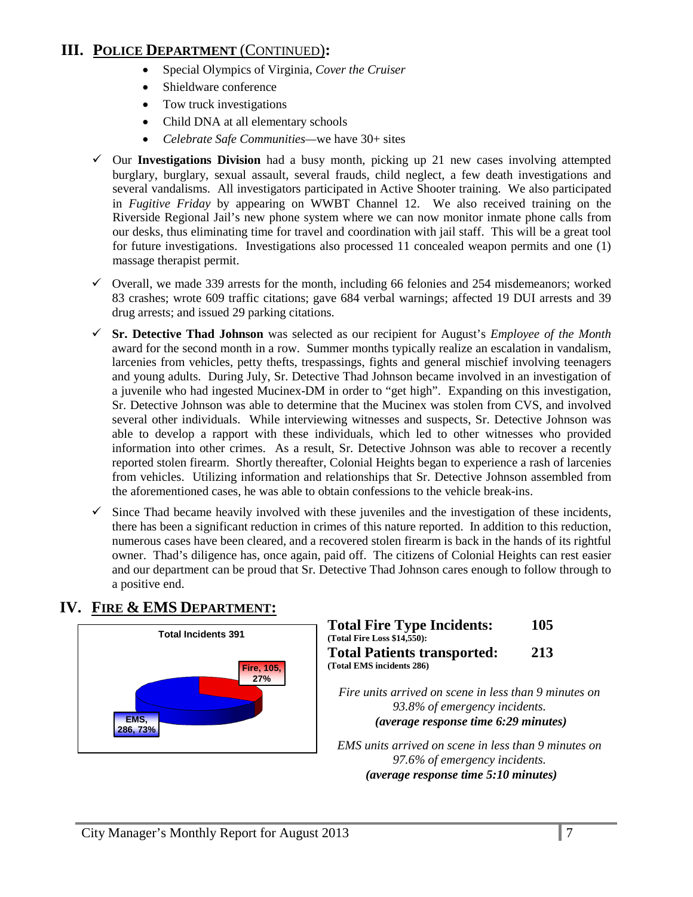## III. POLICE DEPARTMENT (CONTINUED):

- Special Olympics of Virginia, *Cover the Cruiser*
- Shieldware conference
- Tow truck investigations
- Child DNA at all elementary schools
- *Celebrate Safe Communities*—we have 30+ sites

✓ Our **Investigations Division** had a busy month, picking up 21 new cases involving attempted burglary, burglary, sexual assault, several frauds, child neglect, a few death investigations and several vandalisms. All investigators participated in Active Shooter training. We also participated in *Fugitive Friday* by appearing on WWBT Channel 12. We also received training on the Riverside Regional Jail's new phone system where we can now monitor inmate phone calls from our desks, thus eliminating time for travel and coordination with jail staff. This will be a great tool for future investigations. Investigations also processed 11 concealed weapon permits and one (1) massage therapist permit.

✓ Overall, we made 339 arrests for the month, including 66 felonies and 254 misdemeanors; worked 83 crashes; wrote 609 traffic citations; gave 684 verbal warnings; affected 19 DUI arrests and 39 drug arrests; and issued 29 parking citations.

✓ **Sr. Detective Thad Johnson** was selected as our recipient for August's *Employee of the Month* award for the second month in a row. Summer months typically realize an escalation in vandalism, larcenies from vehicles, petty thefts, trespassings, fights and general mischief involving teenagers and young adults. During July, Sr. Detective Thad Johnson became involved in an investigation of a juvenile who had ingested Mucinex-DM in order to "get high". Expanding on this investigation, Sr. Detective Johnson was able to determine that the Mucinex was stolen from CVS, and involved several other individuals. While interviewing witnesses and suspects, Sr. Detective Johnson was able to develop a rapport with these individuals, which led to other witnesses who provided information into other crimes. As a result, Sr. Detective Johnson was able to recover a recently reported stolen firearm. Shortly thereafter, Colonial Heights began to experience a rash of larcenies from vehicles. Utilizing information and relationships that Sr. Detective Johnson assembled from the aforementioned cases, he was able to obtain confessions to the vehicle break-ins.

✓ Since Thad became heavily involved with these juveniles and the investigation of these incidents, there has been a significant reduction in crimes of this nature reported. In addition to this reduction, numerous cases have been cleared, and a recovered stolen firearm is back in the hands of its rightful owner. Thad's diligence has, once again, paid off. The citizens of Colonial Heights can rest easier and our department can be proud that Sr. Detective Thad Johnson cares enough to follow through to a positive end.

## IV. FIRE & EMS DEPARTMENT:

**Total Incidents 391**

- Fire, 105, 27%
- EMS, 286, 73%

**Total Fire Type Incidents: 105**
**(Total Fire Loss $14,550):**

**Total Patients transported: 213**
**(Total EMS incidents 286)**

*Fire units arrived on scene in less than 9 minutes on 93.8% of emergency incidents.*
***(average response time 6:29 minutes)***

*EMS units arrived on scene in less than 9 minutes on 97.6% of emergency incidents.*
***(average response time 5:10 minutes)***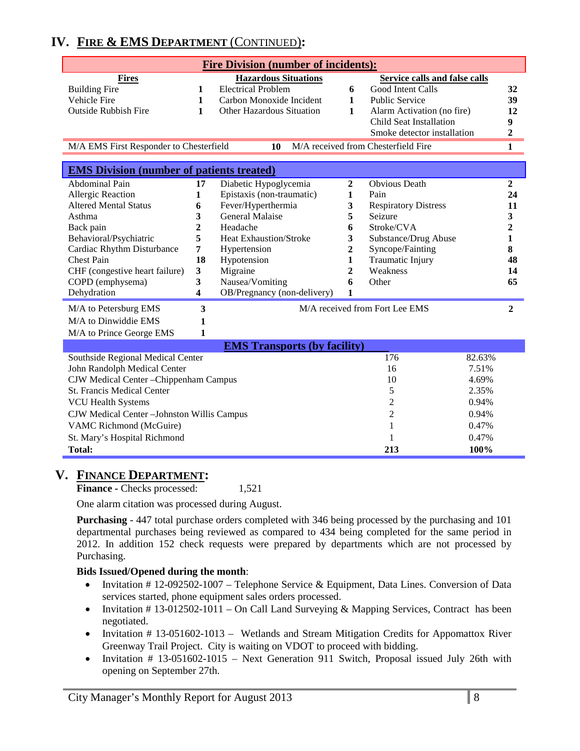## IV. FIRE & EMS DEPARTMENT (CONTINUED):

**Fire Division (number of incidents):**

| Fires | | Hazardous Situations | | Service calls and false calls | |
|---|---|---|---|---|---|
| Building Fire | 1 | Electrical Problem | 6 | Good Intent Calls | 32 |
| Vehicle Fire | 1 | Carbon Monoxide Incident | 1 | Public Service | 39 |
| Outside Rubbish Fire | 1 | Other Hazardous Situation | 1 | Alarm Activation (no fire) | 12 |
| | | | | Child Seat Installation | 9 |
| | | | | Smoke detector installation | 2 |
| M/A EMS First Responder to Chesterfield | | | 10 | M/A received from Chesterfield Fire | 1 |

**EMS Division (number of patients treated)**

| | | | | | |
|---|---|---|---|---|---|
| Abdominal Pain | 17 | Diabetic Hypoglycemia | 2 | Obvious Death | 2 |
| Allergic Reaction | 1 | Epistaxis (non-traumatic) | 1 | Pain | 24 |
| Altered Mental Status | 6 | Fever/Hyperthermia | 3 | Respiratory Distress | 11 |
| Asthma | 3 | General Malaise | 5 | Seizure | 3 |
| Back pain | 2 | Headache | 6 | Stroke/CVA | 2 |
| Behavioral/Psychiatric | 5 | Heat Exhaustion/Stroke | 3 | Substance/Drug Abuse | 1 |
| Cardiac Rhythm Disturbance | 7 | Hypertension | 2 | Syncope/Fainting | 8 |
| Chest Pain | 18 | Hypotension | 1 | Traumatic Injury | 48 |
| CHF (congestive heart failure) | 3 | Migraine | 2 | Weakness | 14 |
| COPD (emphysema) | 3 | Nausea/Vomiting | 6 | Other | 65 |
| Dehydration | 4 | OB/Pregnancy (non-delivery) | 1 | | |
| M/A to Petersburg EMS | 3 | | | M/A received from Fort Lee EMS | 2 |
| M/A to Dinwiddie EMS | 1 | | | | |
| M/A to Prince George EMS | 1 | | | | |

**EMS Transports (by facility)**

| Facility | Transports | Percent |
|---|---|---|
| Southside Regional Medical Center | 176 | 82.63% |
| John Randolph Medical Center | 16 | 7.51% |
| CJW Medical Center –Chippenham Campus | 10 | 4.69% |
| St. Francis Medical Center | 5 | 2.35% |
| VCU Health Systems | 2 | 0.94% |
| CJW Medical Center –Johnston Willis Campus | 2 | 0.94% |
| VAMC Richmond (McGuire) | 1 | 0.47% |
| St. Mary's Hospital Richmond | 1 | 0.47% |
| **Total:** | **213** | **100%** |

## V. FINANCE DEPARTMENT:

**Finance -** Checks processed: 1,521

One alarm citation was processed during August.

**Purchasing** - 447 total purchase orders completed with 346 being processed by the purchasing and 101 departmental purchases being reviewed as compared to 434 being completed for the same period in 2012. In addition 152 check requests were prepared by departments which are not processed by Purchasing.

**Bids Issued/Opened during the month**:

- Invitation # 12-092502-1007 – Telephone Service & Equipment, Data Lines. Conversion of Data services started, phone equipment sales orders processed.
- Invitation # 13-012502-1011 – On Call Land Surveying & Mapping Services, Contract has been negotiated.
- Invitation # 13-051602-1013 – Wetlands and Stream Mitigation Credits for Appomattox River Greenway Trail Project. City is waiting on VDOT to proceed with bidding.
- Invitation # 13-051602-1015 – Next Generation 911 Switch, Proposal issued July 26th with opening on September 27th.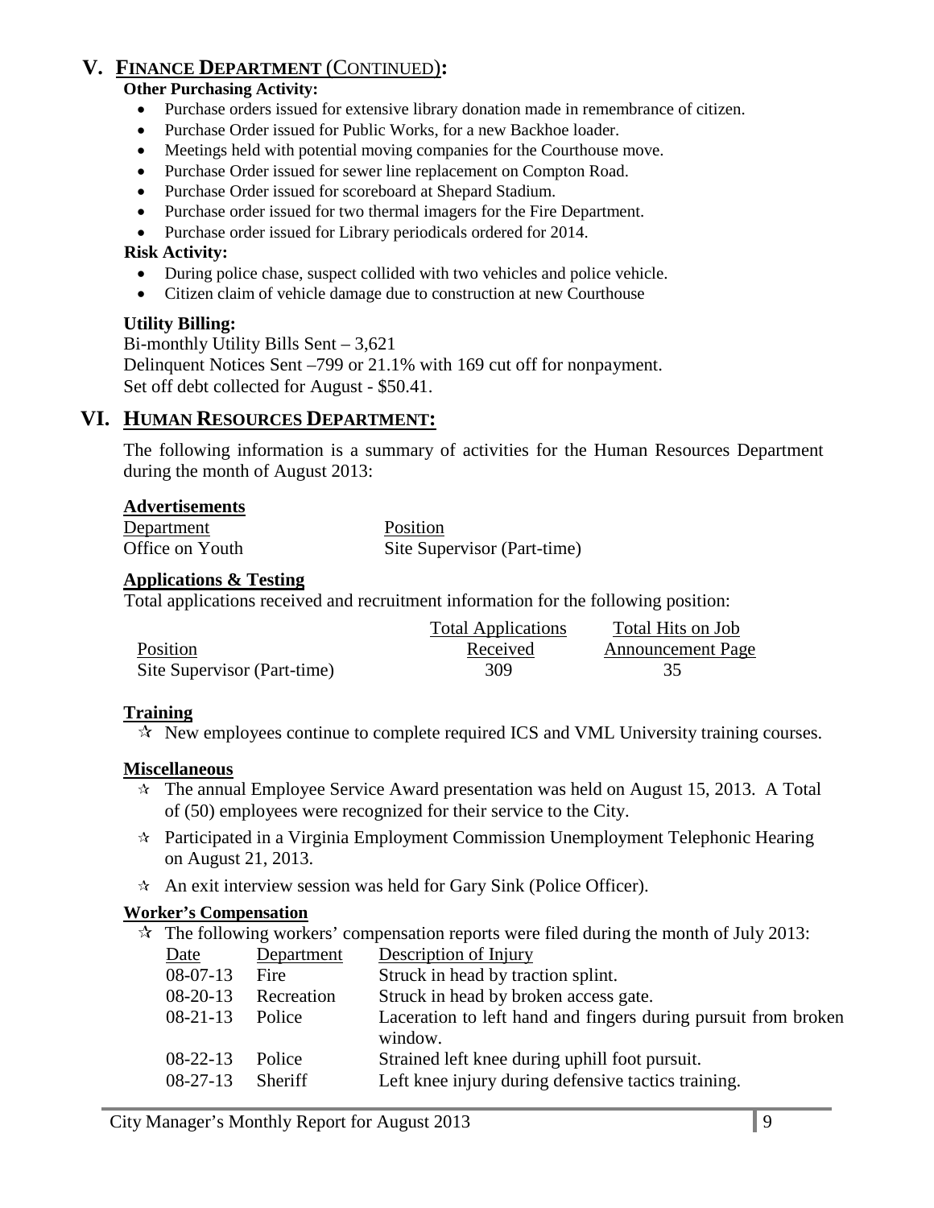## V. FINANCE DEPARTMENT (CONTINUED):

**Other Purchasing Activity:**

- Purchase orders issued for extensive library donation made in remembrance of citizen.
- Purchase Order issued for Public Works, for a new Backhoe loader.
- Meetings held with potential moving companies for the Courthouse move.
- Purchase Order issued for sewer line replacement on Compton Road.
- Purchase Order issued for scoreboard at Shepard Stadium.
- Purchase order issued for two thermal imagers for the Fire Department.
- Purchase order issued for Library periodicals ordered for 2014.

**Risk Activity:**

- During police chase, suspect collided with two vehicles and police vehicle.
- Citizen claim of vehicle damage due to construction at new Courthouse

**Utility Billing:**

Bi-monthly Utility Bills Sent – 3,621
Delinquent Notices Sent –799 or 21.1% with 169 cut off for nonpayment.
Set off debt collected for August - $50.41.

## VI. HUMAN RESOURCES DEPARTMENT:

The following information is a summary of activities for the Human Resources Department during the month of August 2013:

**Advertisements**

| Department | Position |
|---|---|
| Office on Youth | Site Supervisor (Part-time) |

**Applications & Testing**

Total applications received and recruitment information for the following position:

| Position | Total Applications Received | Total Hits on Job Announcement Page |
|---|---|---|
| Site Supervisor (Part-time) | 309 | 35 |

**Training**

- ✰ New employees continue to complete required ICS and VML University training courses.

**Miscellaneous**

- ✰ The annual Employee Service Award presentation was held on August 15, 2013. A Total of (50) employees were recognized for their service to the City.
- ✰ Participated in a Virginia Employment Commission Unemployment Telephonic Hearing on August 21, 2013.
- ✰ An exit interview session was held for Gary Sink (Police Officer).

**Worker's Compensation**

- ✰ The following workers' compensation reports were filed during the month of July 2013:

| Date | Department | Description of Injury |
|---|---|---|
| 08-07-13 | Fire | Struck in head by traction splint. |
| 08-20-13 | Recreation | Struck in head by broken access gate. |
| 08-21-13 | Police | Laceration to left hand and fingers during pursuit from broken window. |
| 08-22-13 | Police | Strained left knee during uphill foot pursuit. |
| 08-27-13 | Sheriff | Left knee injury during defensive tactics training. |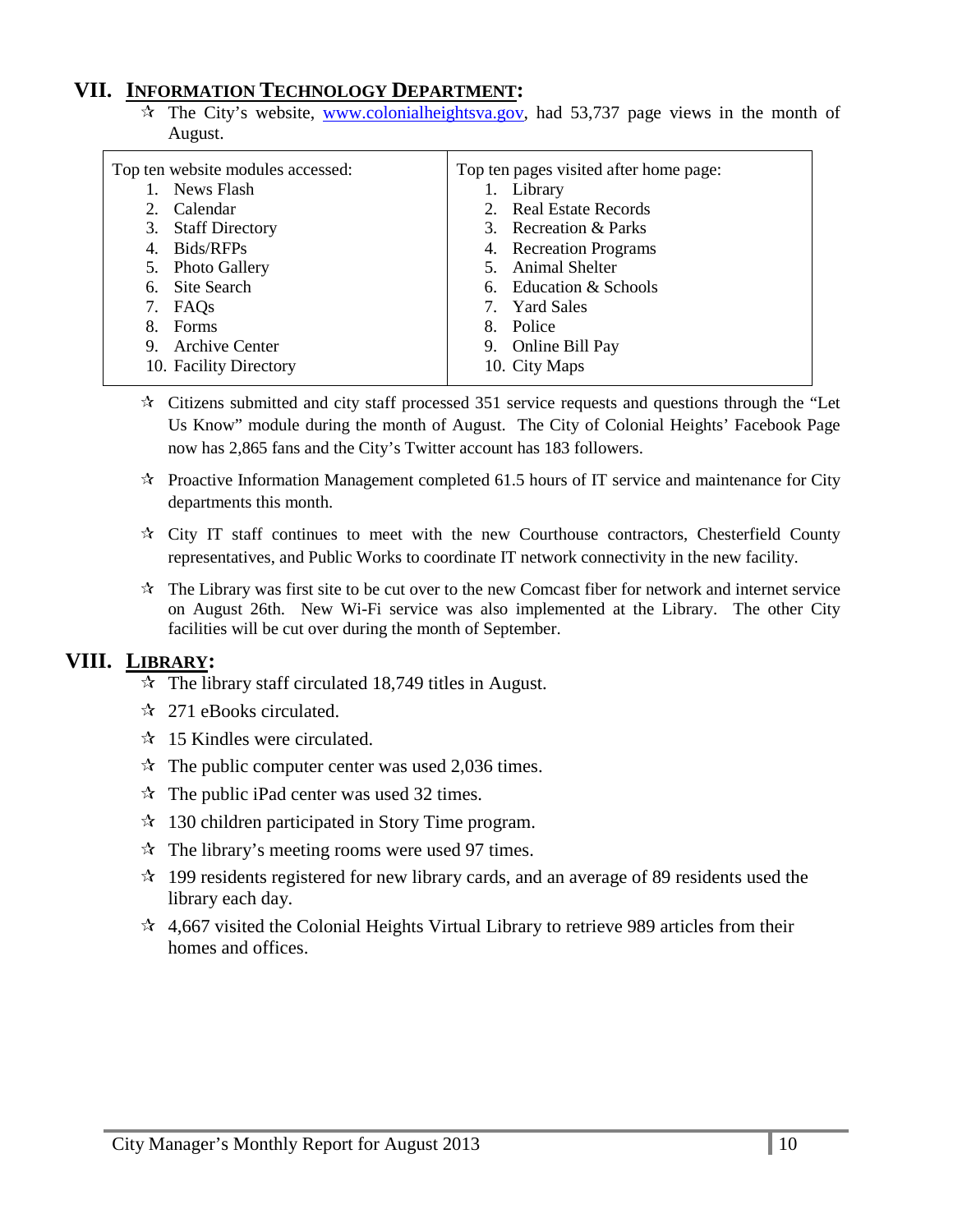## VII. INFORMATION TECHNOLOGY DEPARTMENT:

- ✰ The City's website, www.colonialheightsva.gov, had 53,737 page views in the month of August.

| Top ten website modules accessed: | Top ten pages visited after home page: |
|---|---|
| 1. News Flash | 1. Library |
| 2. Calendar | 2. Real Estate Records |
| 3. Staff Directory | 3. Recreation & Parks |
| 4. Bids/RFPs | 4. Recreation Programs |
| 5. Photo Gallery | 5. Animal Shelter |
| 6. Site Search | 6. Education & Schools |
| 7. FAQs | 7. Yard Sales |
| 8. Forms | 8. Police |
| 9. Archive Center | 9. Online Bill Pay |
| 10. Facility Directory | 10. City Maps |

- ✰ Citizens submitted and city staff processed 351 service requests and questions through the "Let Us Know" module during the month of August. The City of Colonial Heights' Facebook Page now has 2,865 fans and the City's Twitter account has 183 followers.
- ✰ Proactive Information Management completed 61.5 hours of IT service and maintenance for City departments this month.
- ✰ City IT staff continues to meet with the new Courthouse contractors, Chesterfield County representatives, and Public Works to coordinate IT network connectivity in the new facility.
- ✰ The Library was first site to be cut over to the new Comcast fiber for network and internet service on August 26th. New Wi-Fi service was also implemented at the Library. The other City facilities will be cut over during the month of September.

## VIII. LIBRARY:

- ✰ The library staff circulated 18,749 titles in August.
- ✰ 271 eBooks circulated.
- ✰ 15 Kindles were circulated.
- ✰ The public computer center was used 2,036 times.
- ✰ The public iPad center was used 32 times.
- ✰ 130 children participated in Story Time program.
- ✰ The library's meeting rooms were used 97 times.
- ✰ 199 residents registered for new library cards, and an average of 89 residents used the library each day.
- ✰ 4,667 visited the Colonial Heights Virtual Library to retrieve 989 articles from their homes and offices.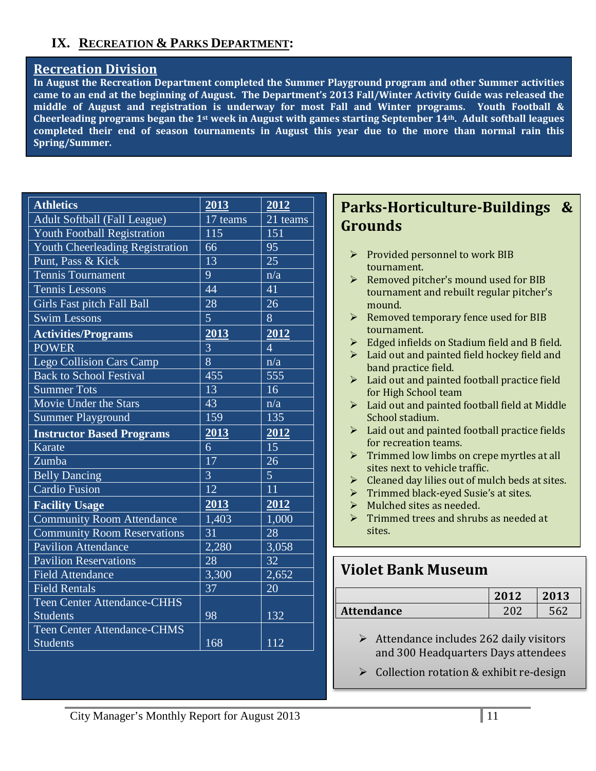# IX. RECREATION & PARKS DEPARTMENT:

## Recreation Division

**In August the Recreation Department completed the Summer Playground program and other Summer activities came to an end at the beginning of August. The Department's 2013 Fall/Winter Activity Guide was released the middle of August and registration is underway for most Fall and Winter programs. Youth Football & Cheerleading programs began the 1st week in August with games starting September 14th. Adult softball leagues completed their end of season tournaments in August this year due to the more than normal rain this Spring/Summer.**

| Athletics | 2013 | 2012 |
|---|---|---|
| Adult Softball (Fall League) | 17 teams | 21 teams |
| Youth Football Registration | 115 | 151 |
| Youth Cheerleading Registration | 66 | 95 |
| Punt, Pass & Kick | 13 | 25 |
| Tennis Tournament | 9 | n/a |
| Tennis Lessons | 44 | 41 |
| Girls Fast pitch Fall Ball | 28 | 26 |
| Swim Lessons | 5 | 8 |
| **Activities/Programs** | **2013** | **2012** |
| POWER | 3 | 4 |
| Lego Collision Cars Camp | 8 | n/a |
| Back to School Festival | 455 | 555 |
| Summer Tots | 13 | 16 |
| Movie Under the Stars | 43 | n/a |
| Summer Playground | 159 | 135 |
| **Instructor Based Programs** | **2013** | **2012** |
| Karate | 6 | 15 |
| Zumba | 17 | 26 |
| Belly Dancing | 3 | 5 |
| Cardio Fusion | 12 | 11 |
| **Facility Usage** | **2013** | **2012** |
| Community Room Attendance | 1,403 | 1,000 |
| Community Room Reservations | 31 | 28 |
| Pavilion Attendance | 2,280 | 3,058 |
| Pavilion Reservations | 28 | 32 |
| Field Attendance | 3,300 | 2,652 |
| Field Rentals | 37 | 20 |
| Teen Center Attendance-CHHS Students | 98 | 132 |
| Teen Center Attendance-CHMS Students | 168 | 112 |

## Parks-Horticulture-Buildings & Grounds

- Provided personnel to work BIB tournament.
- Removed pitcher's mound used for BIB tournament and rebuilt regular pitcher's mound.
- Removed temporary fence used for BIB tournament.
- Edged infields on Stadium field and B field.
- Laid out and painted field hockey field and band practice field.
- Laid out and painted football practice field for High School team
- Laid out and painted football field at Middle School stadium.
- Laid out and painted football practice fields for recreation teams.
- Trimmed low limbs on crepe myrtles at all sites next to vehicle traffic.
- Cleaned day lilies out of mulch beds at sites.
- Trimmed black-eyed Susie's at sites.
- Mulched sites as needed.
- Trimmed trees and shrubs as needed at sites.

## Violet Bank Museum

| | 2012 | 2013 |
|---|---|---|
| **Attendance** | 202 | 562 |

- Attendance includes 262 daily visitors and 300 Headquarters Days attendees
- Collection rotation & exhibit re-design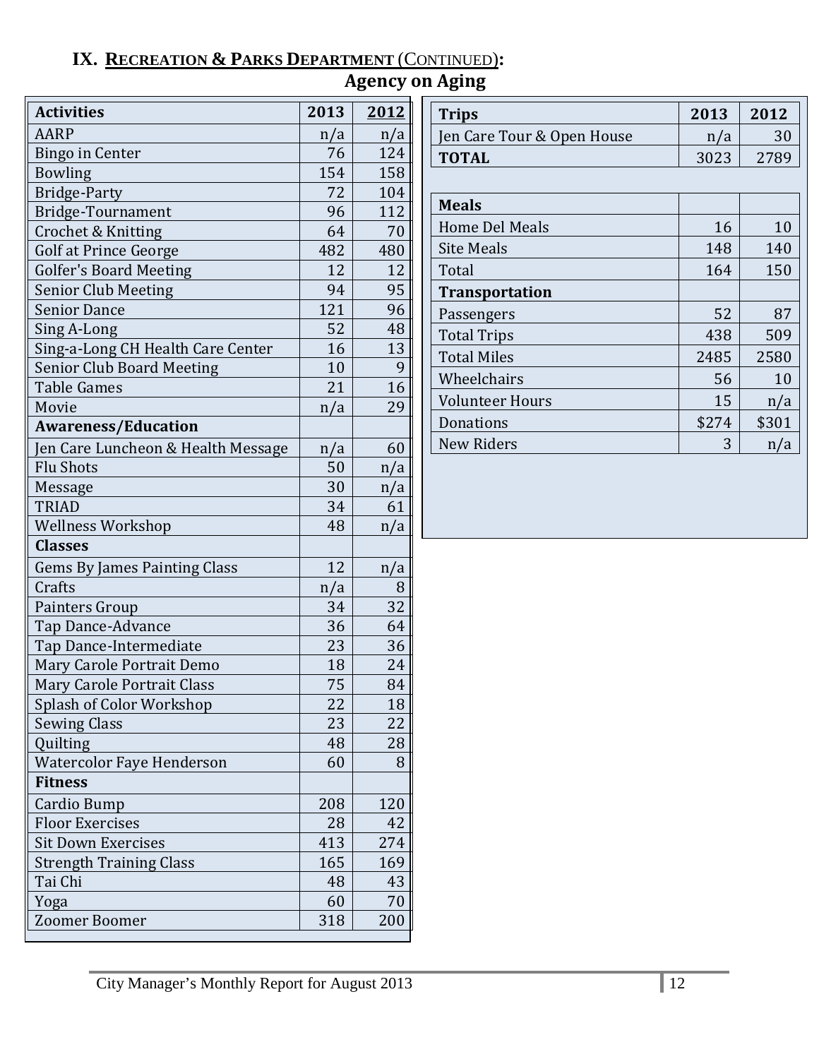## IX. RECREATION & PARKS DEPARTMENT (CONTINUED):

### Agency on Aging

| Activities | 2013 | 2012 |
|---|---|---|
| AARP | n/a | n/a |
| Bingo in Center | 76 | 124 |
| Bowling | 154 | 158 |
| Bridge-Party | 72 | 104 |
| Bridge-Tournament | 96 | 112 |
| Crochet & Knitting | 64 | 70 |
| Golf at Prince George | 482 | 480 |
| Golfer's Board Meeting | 12 | 12 |
| Senior Club Meeting | 94 | 95 |
| Senior Dance | 121 | 96 |
| Sing A-Long | 52 | 48 |
| Sing-a-Long CH Health Care Center | 16 | 13 |
| Senior Club Board Meeting | 10 | 9 |
| Table Games | 21 | 16 |
| Movie | n/a | 29 |
| **Awareness/Education** | | |
| Jen Care Luncheon & Health Message | n/a | 60 |
| Flu Shots | 50 | n/a |
| Message | 30 | n/a |
| TRIAD | 34 | 61 |
| Wellness Workshop | 48 | n/a |
| **Classes** | | |
| Gems By James Painting Class | 12 | n/a |
| Crafts | n/a | 8 |
| Painters Group | 34 | 32 |
| Tap Dance-Advance | 36 | 64 |
| Tap Dance-Intermediate | 23 | 36 |
| Mary Carole Portrait Demo | 18 | 24 |
| Mary Carole Portrait Class | 75 | 84 |
| Splash of Color Workshop | 22 | 18 |
| Sewing Class | 23 | 22 |
| Quilting | 48 | 28 |
| Watercolor Faye Henderson | 60 | 8 |
| **Fitness** | | |
| Cardio Bump | 208 | 120 |
| Floor Exercises | 28 | 42 |
| Sit Down Exercises | 413 | 274 |
| Strength Training Class | 165 | 169 |
| Tai Chi | 48 | 43 |
| Yoga | 60 | 70 |
| Zoomer Boomer | 318 | 200 |

| Trips | 2013 | 2012 |
|---|---|---|
| Jen Care Tour & Open House | n/a | 30 |
| **TOTAL** | 3023 | 2789 |

| Meals | | |
|---|---|---|
| Home Del Meals | 16 | 10 |
| Site Meals | 148 | 140 |
| Total | 164 | 150 |
| **Transportation** | | |
| Passengers | 52 | 87 |
| Total Trips | 438 | 509 |
| Total Miles | 2485 | 2580 |
| Wheelchairs | 56 | 10 |
| Volunteer Hours | 15 | n/a |
| Donations | $274 | $301 |
| New Riders | 3 | n/a |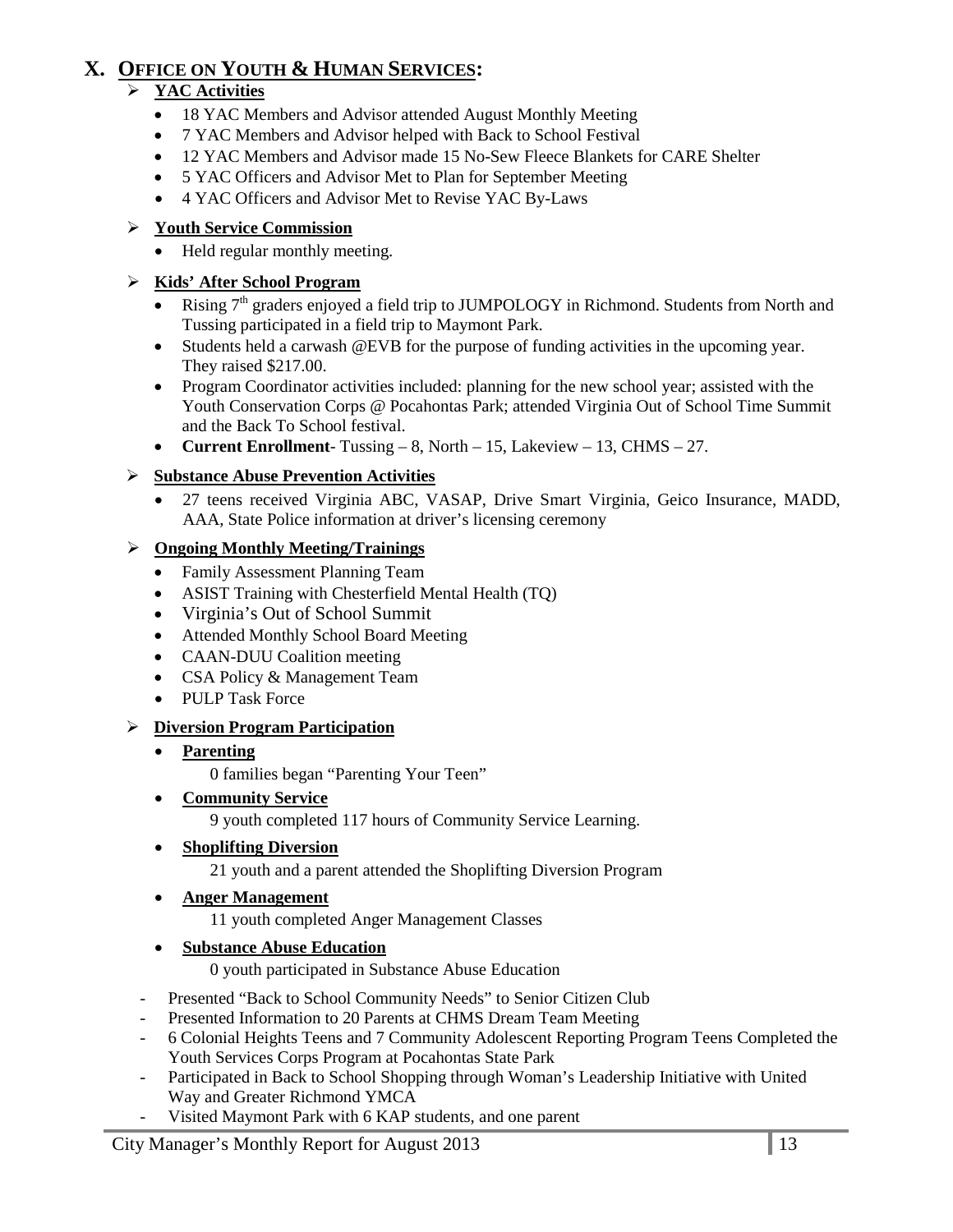## X. OFFICE ON YOUTH & HUMAN SERVICES:

- **YAC Activities**
  - 18 YAC Members and Advisor attended August Monthly Meeting
  - 7 YAC Members and Advisor helped with Back to School Festival
  - 12 YAC Members and Advisor made 15 No-Sew Fleece Blankets for CARE Shelter
  - 5 YAC Officers and Advisor Met to Plan for September Meeting
  - 4 YAC Officers and Advisor Met to Revise YAC By-Laws

- **Youth Service Commission**
  - Held regular monthly meeting.

- **Kids' After School Program**
  - Rising 7th graders enjoyed a field trip to JUMPOLOGY in Richmond. Students from North and Tussing participated in a field trip to Maymont Park.
  - Students held a carwash @EVB for the purpose of funding activities in the upcoming year. They raised $217.00.
  - Program Coordinator activities included: planning for the new school year; assisted with the Youth Conservation Corps @ Pocahontas Park; attended Virginia Out of School Time Summit and the Back To School festival.
  - **Current Enrollment**- Tussing – 8, North – 15, Lakeview – 13, CHMS – 27.

- **Substance Abuse Prevention Activities**
  - 27 teens received Virginia ABC, VASAP, Drive Smart Virginia, Geico Insurance, MADD, AAA, State Police information at driver's licensing ceremony

- **Ongoing Monthly Meeting/Trainings**
  - Family Assessment Planning Team
  - ASIST Training with Chesterfield Mental Health (TQ)
  - Virginia's Out of School Summit
  - Attended Monthly School Board Meeting
  - CAAN-DUU Coalition meeting
  - CSA Policy & Management Team
  - PULP Task Force

- **Diversion Program Participation**
  - **Parenting**

    0 families began "Parenting Your Teen"
  - **Community Service**

    9 youth completed 117 hours of Community Service Learning.
  - **Shoplifting Diversion**

    21 youth and a parent attended the Shoplifting Diversion Program
  - **Anger Management**

    11 youth completed Anger Management Classes
  - **Substance Abuse Education**

    0 youth participated in Substance Abuse Education

- Presented "Back to School Community Needs" to Senior Citizen Club
- Presented Information to 20 Parents at CHMS Dream Team Meeting
- 6 Colonial Heights Teens and 7 Community Adolescent Reporting Program Teens Completed the Youth Services Corps Program at Pocahontas State Park
- Participated in Back to School Shopping through Woman's Leadership Initiative with United Way and Greater Richmond YMCA
- Visited Maymont Park with 6 KAP students, and one parent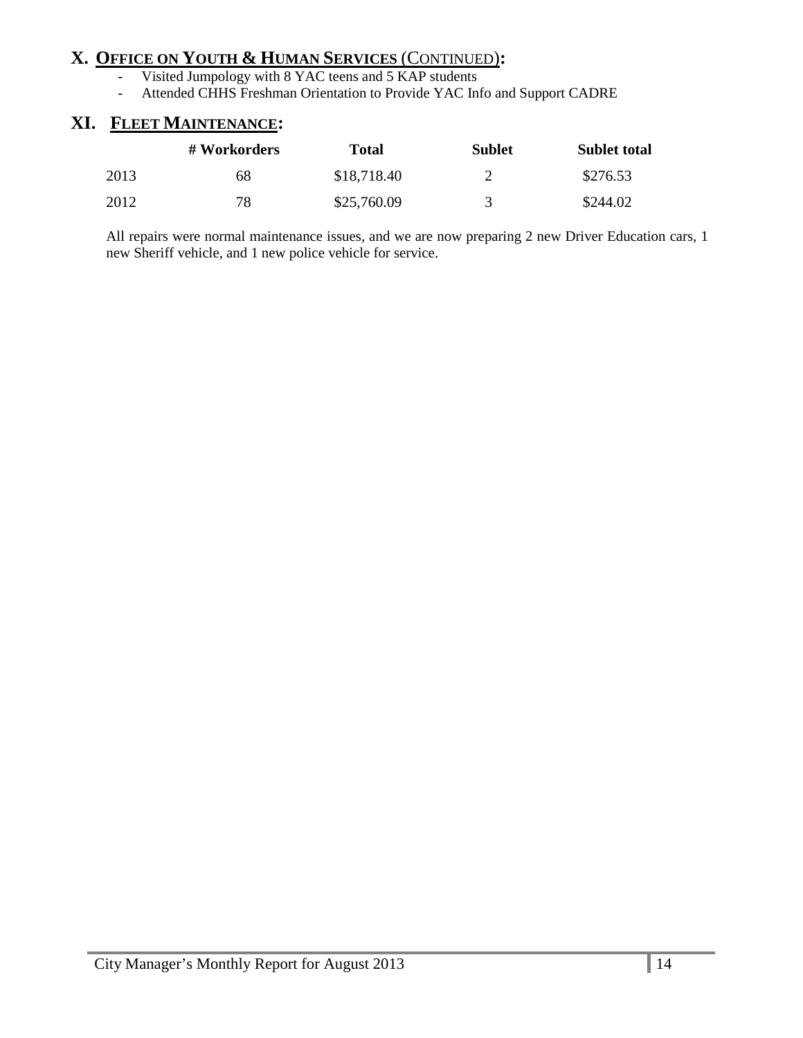## X. OFFICE ON YOUTH & HUMAN SERVICES (CONTINUED):

- Visited Jumpology with 8 YAC teens and 5 KAP students
- Attended CHHS Freshman Orientation to Provide YAC Info and Support CADRE

## XI. FLEET MAINTENANCE:

| | # Workorders | Total | Sublet | Sublet total |
|---|---|---|---|---|
| 2013 | 68 | $18,718.40 | 2 | $276.53 |
| 2012 | 78 | $25,760.09 | 3 | $244.02 |

All repairs were normal maintenance issues, and we are now preparing 2 new Driver Education cars, 1 new Sheriff vehicle, and 1 new police vehicle for service.